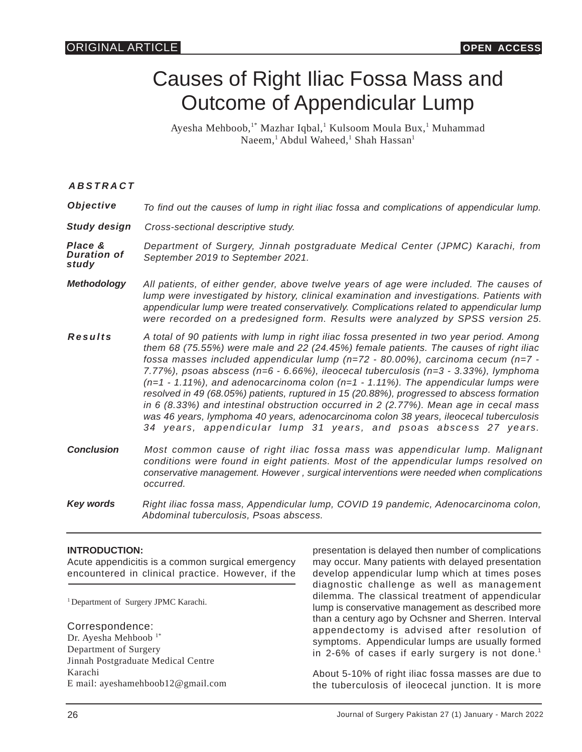ORIGINAL ARTICLE | OPEN ACCESS

# Causes of Right Iliac Fossa Mass and Outcome of Appendicular Lump

Ayesha Mehboob,[1*] Mazhar Iqbal,[1] Kulsoom Moula Bux,[1] Muhammad Naeem,[1] Abdul Waheed,[1] Shah Hassan[1]

## ABSTRACT

**Objective** *To find out the causes of lump in right iliac fossa and complications of appendicular lump.*

**Study design** *Cross-sectional descriptive study.*

**Place & Duration of study** *Department of Surgery, Jinnah postgraduate Medical Center (JPMC) Karachi, from September 2019 to September 2021.*

**Methodology** *All patients, of either gender, above twelve years of age were included. The causes of lump were investigated by history, clinical examination and investigations. Patients with appendicular lump were treated conservatively. Complications related to appendicular lump were recorded on a predesigned form. Results were analyzed by SPSS version 25.*

**Results** *A total of 90 patients with lump in right iliac fossa presented in two year period. Among them 68 (75.55%) were male and 22 (24.45%) female patients. The causes of right iliac fossa masses included appendicular lump (n=72 - 80.00%), carcinoma cecum (n=7 - 7.77%), psoas abscess (n=6 - 6.66%), ileocecal tuberculosis (n=3 - 3.33%), lymphoma (n=1 - 1.11%), and adenocarcinoma colon (n=1 - 1.11%). The appendicular lumps were resolved in 49 (68.05%) patients, ruptured in 15 (20.88%), progressed to abscess formation in 6 (8.33%) and intestinal obstruction occurred in 2 (2.77%). Mean age in cecal mass was 46 years, lymphoma 40 years, adenocarcinoma colon 38 years, ileocecal tuberculosis 34 years, appendicular lump 31 years, and psoas abscess 27 years.*

**Conclusion** *Most common cause of right iliac fossa mass was appendicular lump. Malignant conditions were found in eight patients. Most of the appendicular lumps resolved on conservative management. However , surgical interventions were needed when complications occurred.*

**Key words** *Right iliac fossa mass, Appendicular lump, COVID 19 pandemic, Adenocarcinoma colon, Abdominal tuberculosis, Psoas abscess.*

---

## INTRODUCTION:

Acute appendicitis is a common surgical emergency encountered in clinical practice. However, if the presentation is delayed then number of complications may occur. Many patients with delayed presentation develop appendicular lump which at times poses diagnostic challenge as well as management dilemma. The classical treatment of appendicular lump is conservative management as described more than a century ago by Ochsner and Sherren. Interval appendectomy is advised after resolution of symptoms. Appendicular lumps are usually formed in 2-6% of cases if early surgery is not done.[1]

About 5-10% of right iliac fossa masses are due to the tuberculosis of ileocecal junction. It is more

---

[1] Department of Surgery JPMC Karachi.

Correspondence:
Dr. Ayesha Mehboob [1*]
Department of Surgery
Jinnah Postgraduate Medical Centre
Karachi
E mail: ayeshamehboob12@gmail.com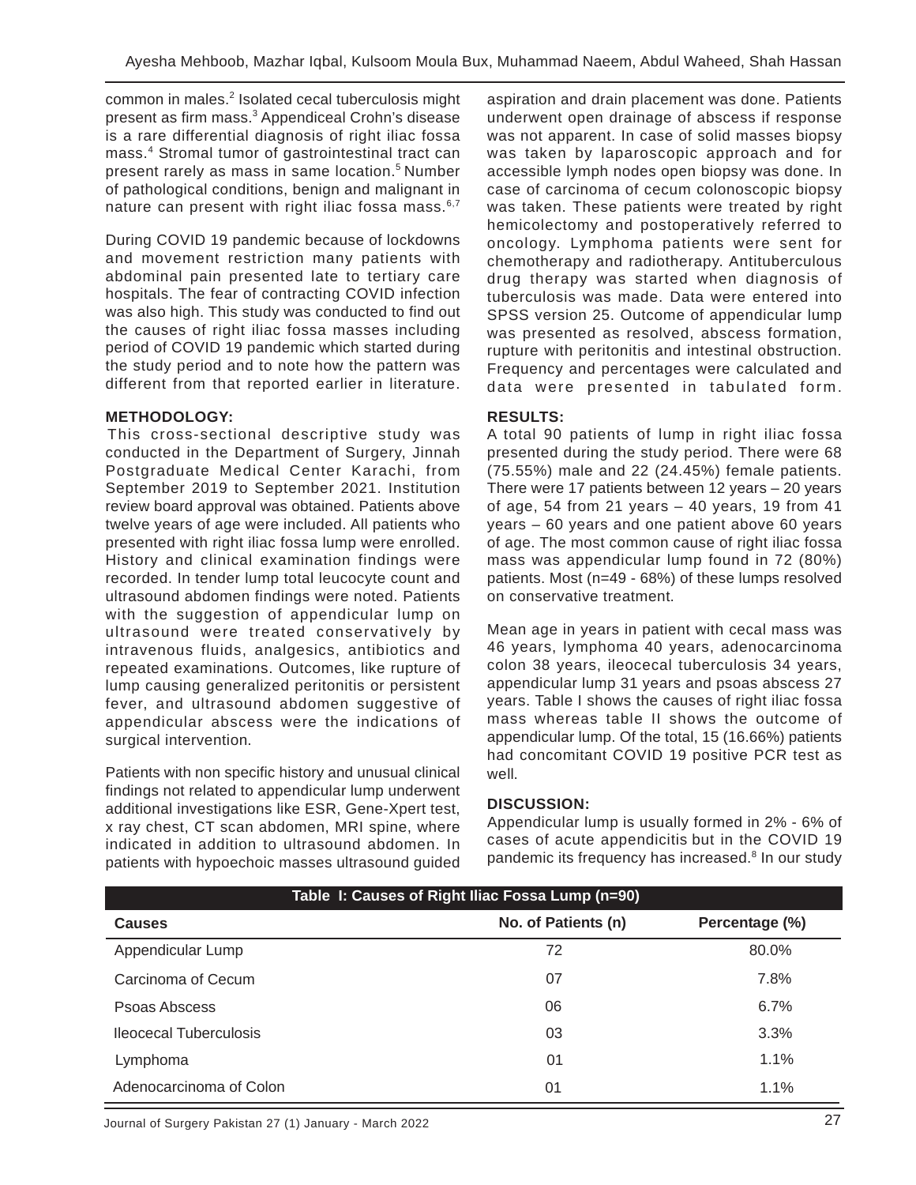common in males.[2] Isolated cecal tuberculosis might present as firm mass.[3] Appendiceal Crohn's disease is a rare differential diagnosis of right iliac fossa mass.[4] Stromal tumor of gastrointestinal tract can present rarely as mass in same location.[5] Number of pathological conditions, benign and malignant in nature can present with right iliac fossa mass.[6,7]

During COVID 19 pandemic because of lockdowns and movement restriction many patients with abdominal pain presented late to tertiary care hospitals. The fear of contracting COVID infection was also high. This study was conducted to find out the causes of right iliac fossa masses including period of COVID 19 pandemic which started during the study period and to note how the pattern was different from that reported earlier in literature.

## METHODOLOGY:

This cross-sectional descriptive study was conducted in the Department of Surgery, Jinnah Postgraduate Medical Center Karachi, from September 2019 to September 2021. Institution review board approval was obtained. Patients above twelve years of age were included. All patients who presented with right iliac fossa lump were enrolled. History and clinical examination findings were recorded. In tender lump total leucocyte count and ultrasound abdomen findings were noted. Patients with the suggestion of appendicular lump on ultrasound were treated conservatively by intravenous fluids, analgesics, antibiotics and repeated examinations. Outcomes, like rupture of lump causing generalized peritonitis or persistent fever, and ultrasound abdomen suggestive of appendicular abscess were the indications of surgical intervention.

Patients with non specific history and unusual clinical findings not related to appendicular lump underwent additional investigations like ESR, Gene-Xpert test, x ray chest, CT scan abdomen, MRI spine, where indicated in addition to ultrasound abdomen. In patients with hypoechoic masses ultrasound guided aspiration and drain placement was done. Patients underwent open drainage of abscess if response was not apparent. In case of solid masses biopsy was taken by laparoscopic approach and for accessible lymph nodes open biopsy was done. In case of carcinoma of cecum colonoscopic biopsy was taken. These patients were treated by right hemicolectomy and postoperatively referred to oncology. Lymphoma patients were sent for chemotherapy and radiotherapy. Antituberculous drug therapy was started when diagnosis of tuberculosis was made. Data were entered into SPSS version 25. Outcome of appendicular lump was presented as resolved, abscess formation, rupture with peritonitis and intestinal obstruction. Frequency and percentages were calculated and data were presented in tabulated form.

## RESULTS:

A total 90 patients of lump in right iliac fossa presented during the study period. There were 68 (75.55%) male and 22 (24.45%) female patients. There were 17 patients between 12 years – 20 years of age, 54 from 21 years – 40 years, 19 from 41 years – 60 years and one patient above 60 years of age. The most common cause of right iliac fossa mass was appendicular lump found in 72 (80%) patients. Most (n=49 - 68%) of these lumps resolved on conservative treatment.

Mean age in years in patient with cecal mass was 46 years, lymphoma 40 years, adenocarcinoma colon 38 years, ileocecal tuberculosis 34 years, appendicular lump 31 years and psoas abscess 27 years. Table I shows the causes of right iliac fossa mass whereas table II shows the outcome of appendicular lump. Of the total, 15 (16.66%) patients had concomitant COVID 19 positive PCR test as well.

## DISCUSSION:

Appendicular lump is usually formed in 2% - 6% of cases of acute appendicitis but in the COVID 19 pandemic its frequency has increased.[8] In our study

**Table I: Causes of Right Iliac Fossa Lump (n=90)**

| Causes | No. of Patients (n) | Percentage (%) |
|---|---|---|
| Appendicular Lump | 72 | 80.0% |
| Carcinoma of Cecum | 07 | 7.8% |
| Psoas Abscess | 06 | 6.7% |
| Ileocecal Tuberculosis | 03 | 3.3% |
| Lymphoma | 01 | 1.1% |
| Adenocarcinoma of Colon | 01 | 1.1% |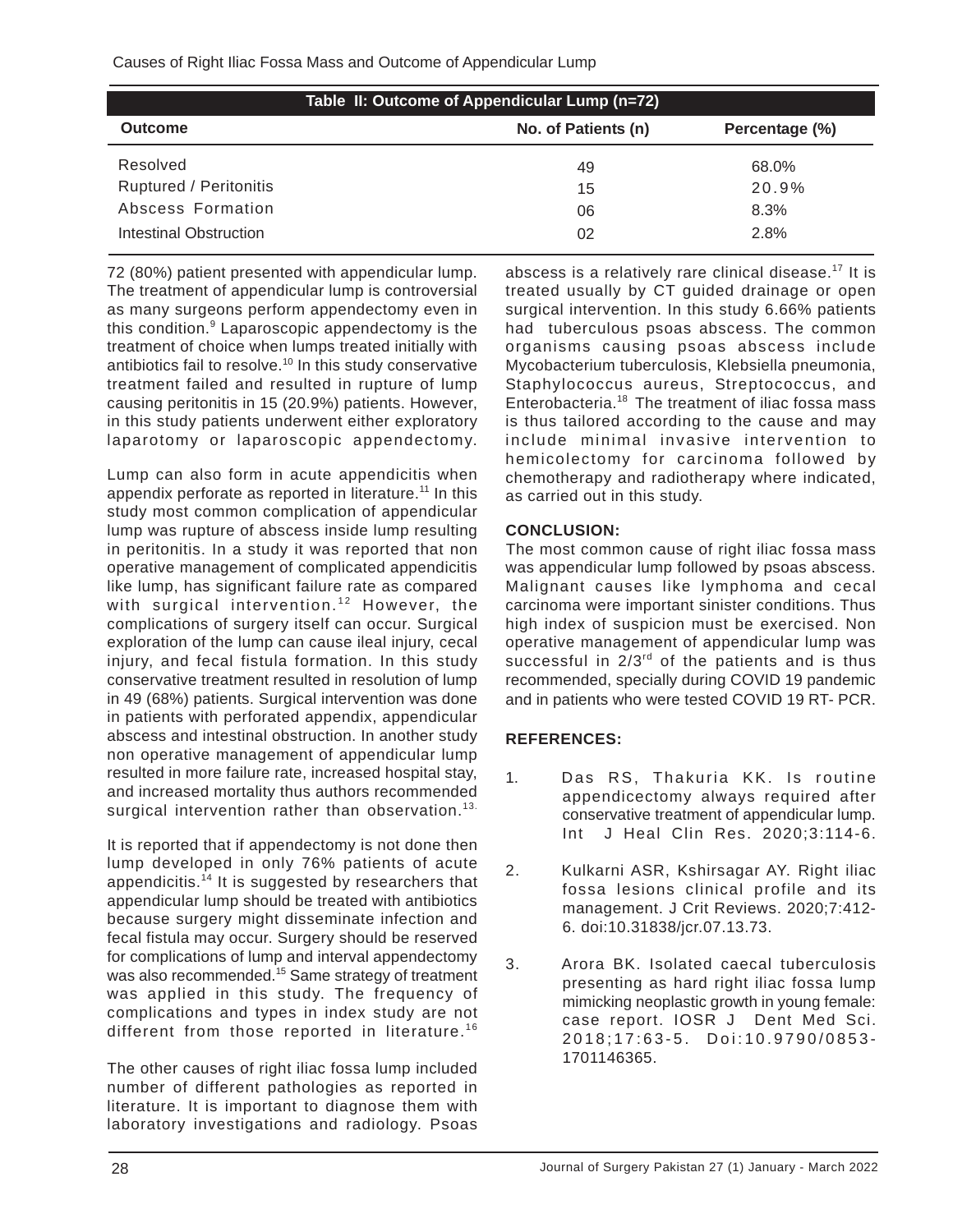| Table II: Outcome of Appendicular Lump (n=72) | | |
|---|---|---|
| **Outcome** | **No. of Patients (n)** | **Percentage (%)** |
| Resolved | 49 | 68.0% |
| Ruptured / Peritonitis | 15 | 20.9% |
| Abscess Formation | 06 | 8.3% |
| Intestinal Obstruction | 02 | 2.8% |

72 (80%) patient presented with appendicular lump. The treatment of appendicular lump is controversial as many surgeons perform appendectomy even in this condition.[9] Laparoscopic appendectomy is the treatment of choice when lumps treated initially with antibiotics fail to resolve.[10] In this study conservative treatment failed and resulted in rupture of lump causing peritonitis in 15 (20.9%) patients. However, in this study patients underwent either exploratory laparotomy or laparoscopic appendectomy.

Lump can also form in acute appendicitis when appendix perforate as reported in literature.[11] In this study most common complication of appendicular lump was rupture of abscess inside lump resulting in peritonitis. In a study it was reported that non operative management of complicated appendicitis like lump, has significant failure rate as compared with surgical intervention.[12] However, the complications of surgery itself can occur. Surgical exploration of the lump can cause ileal injury, cecal injury, and fecal fistula formation. In this study conservative treatment resulted in resolution of lump in 49 (68%) patients. Surgical intervention was done in patients with perforated appendix, appendicular abscess and intestinal obstruction. In another study non operative management of appendicular lump resulted in more failure rate, increased hospital stay, and increased mortality thus authors recommended surgical intervention rather than observation.[13]

It is reported that if appendectomy is not done then lump developed in only 76% patients of acute appendicitis.[14] It is suggested by researchers that appendicular lump should be treated with antibiotics because surgery might disseminate infection and fecal fistula may occur. Surgery should be reserved for complications of lump and interval appendectomy was also recommended.[15] Same strategy of treatment was applied in this study. The frequency of complications and types in index study are not different from those reported in literature.[16]

The other causes of right iliac fossa lump included number of different pathologies as reported in literature. It is important to diagnose them with laboratory investigations and radiology. Psoas abscess is a relatively rare clinical disease.[17] It is treated usually by CT guided drainage or open surgical intervention. In this study 6.66% patients had tuberculous psoas abscess. The common organisms causing psoas abscess include Mycobacterium tuberculosis, Klebsiella pneumonia, Staphylococcus aureus, Streptococcus, and Enterobacteria.[18] The treatment of iliac fossa mass is thus tailored according to the cause and may include minimal invasive intervention to hemicolectomy for carcinoma followed by chemotherapy and radiotherapy where indicated, as carried out in this study.

## CONCLUSION:

The most common cause of right iliac fossa mass was appendicular lump followed by psoas abscess. Malignant causes like lymphoma and cecal carcinoma were important sinister conditions. Thus high index of suspicion must be exercised. Non operative management of appendicular lump was successful in 2/3rd of the patients and is thus recommended, specially during COVID 19 pandemic and in patients who were tested COVID 19 RT- PCR.

## REFERENCES:

1. Das RS, Thakuria KK. Is routine appendicectomy always required after conservative treatment of appendicular lump. Int J Heal Clin Res. 2020;3:114-6.
2. Kulkarni ASR, Kshirsagar AY. Right iliac fossa lesions clinical profile and its management. J Crit Reviews. 2020;7:412-6. doi:10.31838/jcr.07.13.73.
3. Arora BK. Isolated caecal tuberculosis presenting as hard right iliac fossa lump mimicking neoplastic growth in young female: case report. IOSR J Dent Med Sci. 2018;17:63-5. Doi:10.9790/0853-1701146365.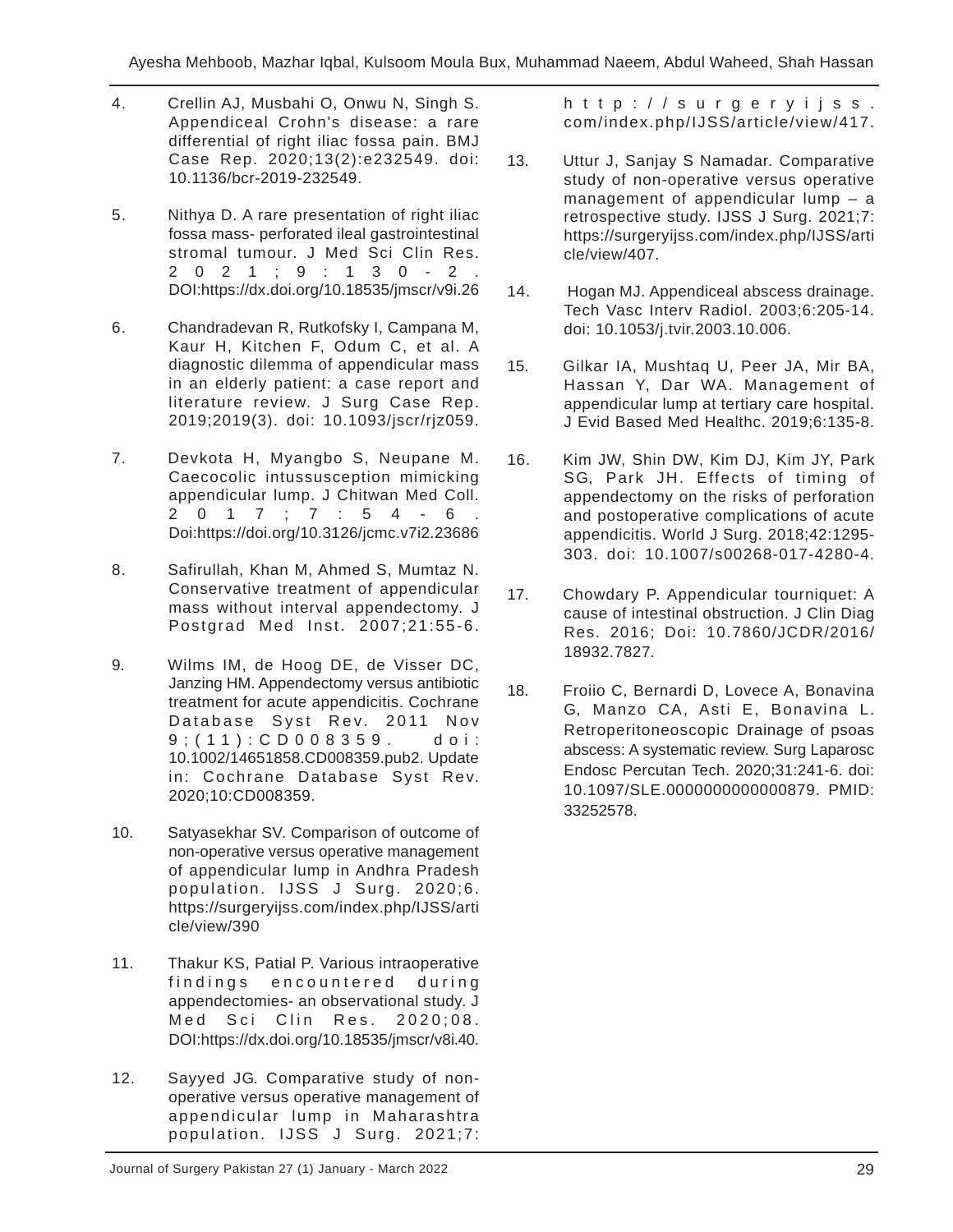4. Crellin AJ, Musbahi O, Onwu N, Singh S. Appendiceal Crohn's disease: a rare differential of right iliac fossa pain. BMJ Case Rep. 2020;13(2):e232549. doi: 10.1136/bcr-2019-232549.

5. Nithya D. A rare presentation of right iliac fossa mass- perforated ileal gastrointestinal stromal tumour. J Med Sci Clin Res. 2021;9:130-2. DOI:https://dx.doi.org/10.18535/jmscr/v9i.26

6. Chandradevan R, Rutkofsky I, Campana M, Kaur H, Kitchen F, Odum C, et al. A diagnostic dilemma of appendicular mass in an elderly patient: a case report and literature review. J Surg Case Rep. 2019;2019(3). doi: 10.1093/jscr/rjz059.

7. Devkota H, Myangbo S, Neupane M. Caecocolic intussusception mimicking appendicular lump. J Chitwan Med Coll. 2017;7:54-6. Doi:https://doi.org/10.3126/jcmc.v7i2.23686

8. Safirullah, Khan M, Ahmed S, Mumtaz N. Conservative treatment of appendicular mass without interval appendectomy. J Postgrad Med Inst. 2007;21:55-6.

9. Wilms IM, de Hoog DE, de Visser DC, Janzing HM. Appendectomy versus antibiotic treatment for acute appendicitis. Cochrane Database Syst Rev. 2011 Nov 9;(11):CD008359. doi: 10.1002/14651858.CD008359.pub2. Update in: Cochrane Database Syst Rev. 2020;10:CD008359.

10. Satyasekhar SV. Comparison of outcome of non-operative versus operative management of appendicular lump in Andhra Pradesh population. IJSS J Surg. 2020;6. https://surgeryijss.com/index.php/IJSS/article/view/390

11. Thakur KS, Patial P. Various intraoperative findings encountered during appendectomies- an observational study. J Med Sci Clin Res. 2020;08. DOI:https://dx.doi.org/10.18535/jmscr/v8i.40.

12. Sayyed JG. Comparative study of non-operative versus operative management of appendicular lump in Maharashtra population. IJSS J Surg. 2021;7: http://surgeryijss.com/index.php/IJSS/article/view/417.

13. Uttur J, Sanjay S Namadar. Comparative study of non-operative versus operative management of appendicular lump – a retrospective study. IJSS J Surg. 2021;7: https://surgeryijss.com/index.php/IJSS/article/view/407.

14. Hogan MJ. Appendiceal abscess drainage. Tech Vasc Interv Radiol. 2003;6:205-14. doi: 10.1053/j.tvir.2003.10.006.

15. Gilkar IA, Mushtaq U, Peer JA, Mir BA, Hassan Y, Dar WA. Management of appendicular lump at tertiary care hospital. J Evid Based Med Healthc. 2019;6:135-8.

16. Kim JW, Shin DW, Kim DJ, Kim JY, Park SG, Park JH. Effects of timing of appendectomy on the risks of perforation and postoperative complications of acute appendicitis. World J Surg. 2018;42:1295-303. doi: 10.1007/s00268-017-4280-4.

17. Chowdary P. Appendicular tourniquet: A cause of intestinal obstruction. J Clin Diag Res. 2016; Doi: 10.7860/JCDR/2016/18932.7827.

18. Froiio C, Bernardi D, Lovece A, Bonavina G, Manzo CA, Asti E, Bonavina L. Retroperitoneoscopic Drainage of psoas abscess: A systematic review. Surg Laparosc Endosc Percutan Tech. 2020;31:241-6. doi: 10.1097/SLE.0000000000000879. PMID: 33252578.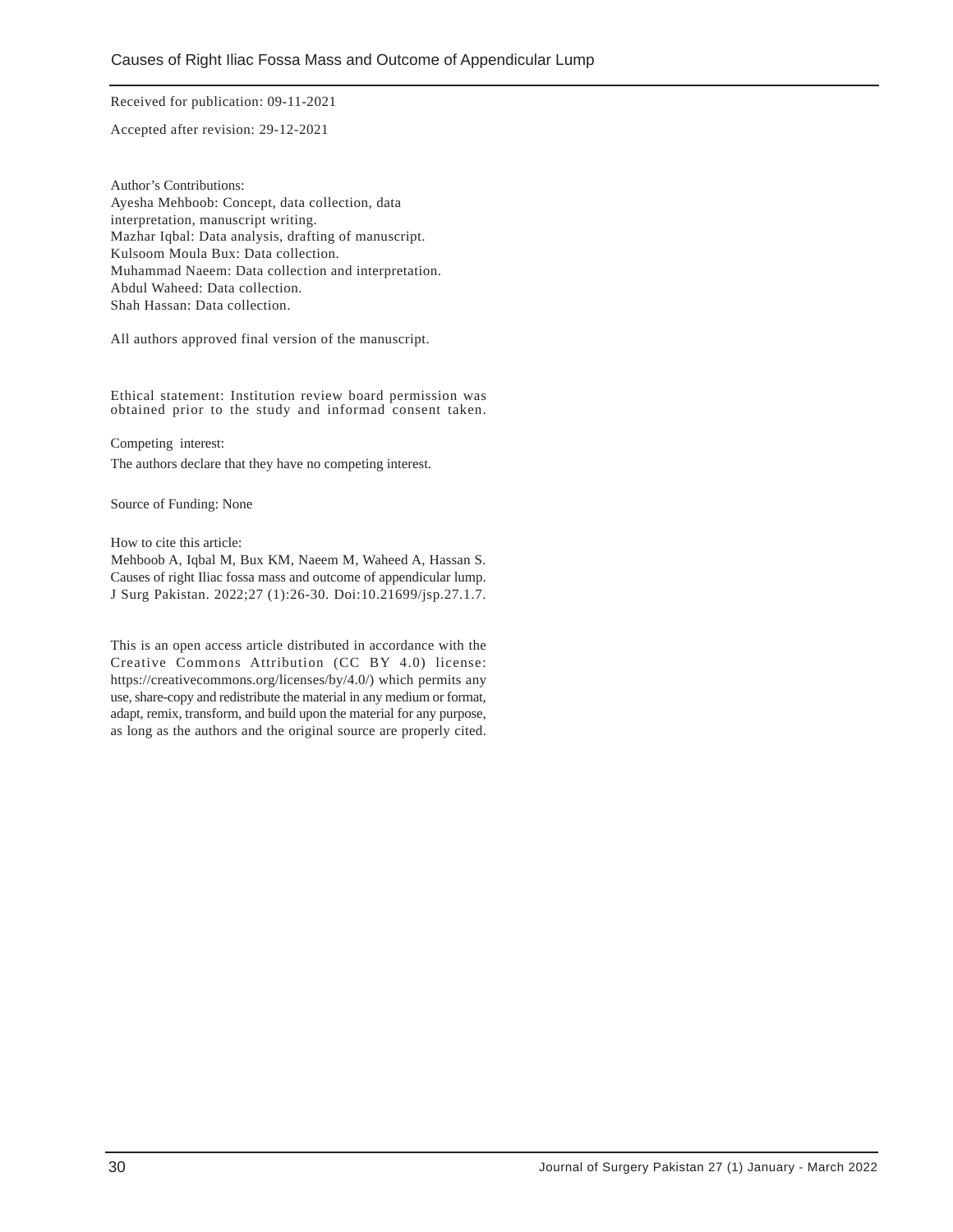Received for publication: 09-11-2021

Accepted after revision: 29-12-2021

Author's Contributions:
Ayesha Mehboob: Concept, data collection, data interpretation, manuscript writing.
Mazhar Iqbal: Data analysis, drafting of manuscript.
Kulsoom Moula Bux: Data collection.
Muhammad Naeem: Data collection and interpretation.
Abdul Waheed: Data collection.
Shah Hassan: Data collection.

All authors approved final version of the manuscript.

Ethical statement: Institution review board permission was obtained prior to the study and informad consent taken.

Competing interest:
The authors declare that they have no competing interest.

Source of Funding: None

How to cite this article:
Mehboob A, Iqbal M, Bux KM, Naeem M, Waheed A, Hassan S. Causes of right Iliac fossa mass and outcome of appendicular lump. J Surg Pakistan. 2022;27 (1):26-30. Doi:10.21699/jsp.27.1.7.

This is an open access article distributed in accordance with the Creative Commons Attribution (CC BY 4.0) license: https://creativecommons.org/licenses/by/4.0/) which permits any use, share-copy and redistribute the material in any medium or format, adapt, remix, transform, and build upon the material for any purpose, as long as the authors and the original source are properly cited.